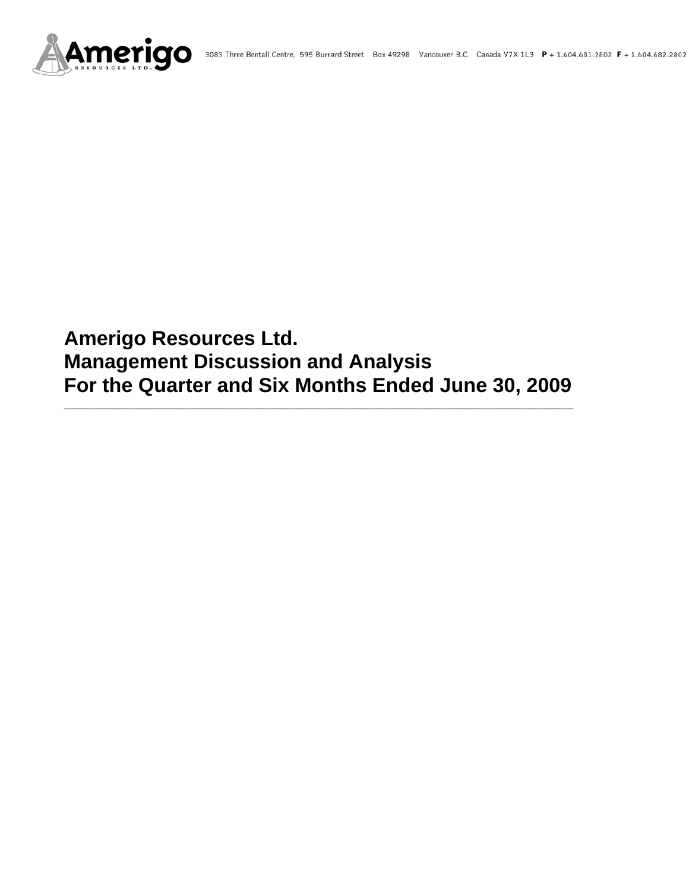3083 Three Bentall Centre, 595 Burrard Street Box 49298 Vancouver B.C. Canada V7X 1L3 **P** + 1.604.681.2802 **F** + 1.604.682.2802

# Amerigo Resources Ltd.
# Management Discussion and Analysis
# For the Quarter and Six Months Ended June 30, 2009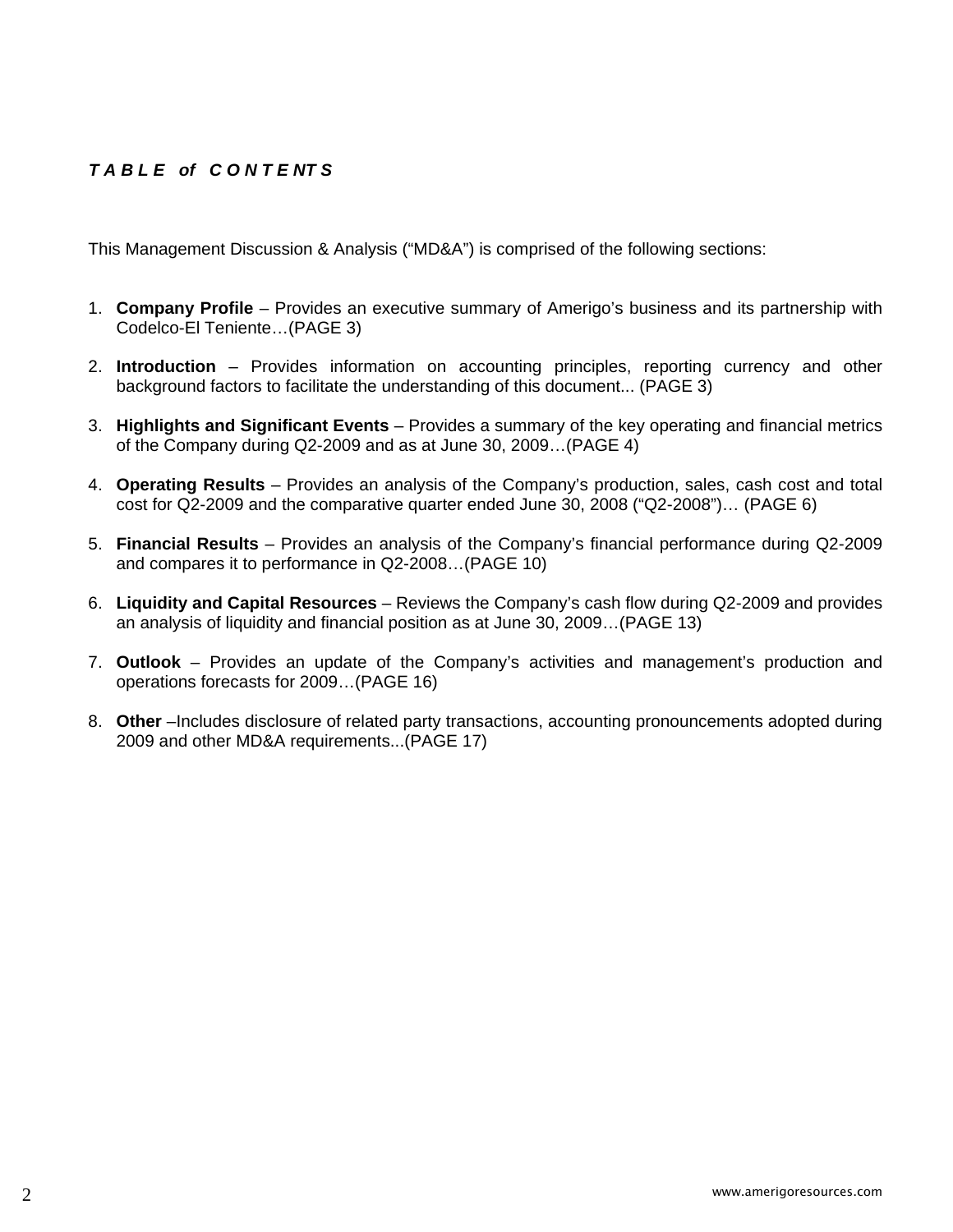## *TABLE of CONTENTS*

This Management Discussion & Analysis (“MD&A”) is comprised of the following sections:

1. **Company Profile** – Provides an executive summary of Amerigo’s business and its partnership with Codelco-El Teniente…(PAGE 3)

2. **Introduction** – Provides information on accounting principles, reporting currency and other background factors to facilitate the understanding of this document... (PAGE 3)

3. **Highlights and Significant Events** – Provides a summary of the key operating and financial metrics of the Company during Q2-2009 and as at June 30, 2009…(PAGE 4)

4. **Operating Results** – Provides an analysis of the Company’s production, sales, cash cost and total cost for Q2-2009 and the comparative quarter ended June 30, 2008 (“Q2-2008”)… (PAGE 6)

5. **Financial Results** – Provides an analysis of the Company’s financial performance during Q2-2009 and compares it to performance in Q2-2008…(PAGE 10)

6. **Liquidity and Capital Resources** – Reviews the Company’s cash flow during Q2-2009 and provides an analysis of liquidity and financial position as at June 30, 2009…(PAGE 13)

7. **Outlook** – Provides an update of the Company’s activities and management’s production and operations forecasts for 2009…(PAGE 16)

8. **Other** –Includes disclosure of related party transactions, accounting pronouncements adopted during 2009 and other MD&A requirements...(PAGE 17)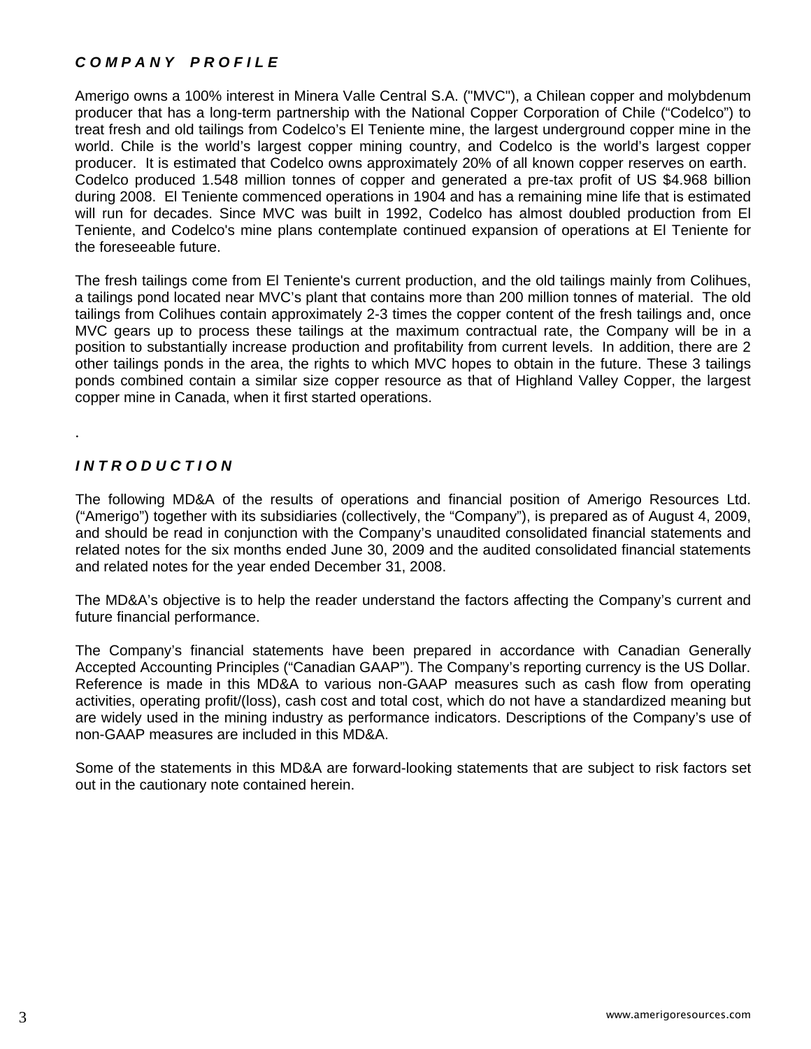## *C O M P A N Y   P R O F I L E*

Amerigo owns a 100% interest in Minera Valle Central S.A. ("MVC"), a Chilean copper and molybdenum producer that has a long-term partnership with the National Copper Corporation of Chile ("Codelco") to treat fresh and old tailings from Codelco's El Teniente mine, the largest underground copper mine in the world. Chile is the world's largest copper mining country, and Codelco is the world's largest copper producer. It is estimated that Codelco owns approximately 20% of all known copper reserves on earth. Codelco produced 1.548 million tonnes of copper and generated a pre-tax profit of US $4.968 billion during 2008. El Teniente commenced operations in 1904 and has a remaining mine life that is estimated will run for decades. Since MVC was built in 1992, Codelco has almost doubled production from El Teniente, and Codelco's mine plans contemplate continued expansion of operations at El Teniente for the foreseeable future.

The fresh tailings come from El Teniente's current production, and the old tailings mainly from Colihues, a tailings pond located near MVC's plant that contains more than 200 million tonnes of material. The old tailings from Colihues contain approximately 2-3 times the copper content of the fresh tailings and, once MVC gears up to process these tailings at the maximum contractual rate, the Company will be in a position to substantially increase production and profitability from current levels. In addition, there are 2 other tailings ponds in the area, the rights to which MVC hopes to obtain in the future. These 3 tailings ponds combined contain a similar size copper resource as that of Highland Valley Copper, the largest copper mine in Canada, when it first started operations.

.

## *I N T R O D U C T I O N*

The following MD&A of the results of operations and financial position of Amerigo Resources Ltd. ("Amerigo") together with its subsidiaries (collectively, the "Company"), is prepared as of August 4, 2009, and should be read in conjunction with the Company's unaudited consolidated financial statements and related notes for the six months ended June 30, 2009 and the audited consolidated financial statements and related notes for the year ended December 31, 2008.

The MD&A's objective is to help the reader understand the factors affecting the Company's current and future financial performance.

The Company's financial statements have been prepared in accordance with Canadian Generally Accepted Accounting Principles ("Canadian GAAP"). The Company's reporting currency is the US Dollar. Reference is made in this MD&A to various non-GAAP measures such as cash flow from operating activities, operating profit/(loss), cash cost and total cost, which do not have a standardized meaning but are widely used in the mining industry as performance indicators. Descriptions of the Company's use of non-GAAP measures are included in this MD&A.

Some of the statements in this MD&A are forward-looking statements that are subject to risk factors set out in the cautionary note contained herein.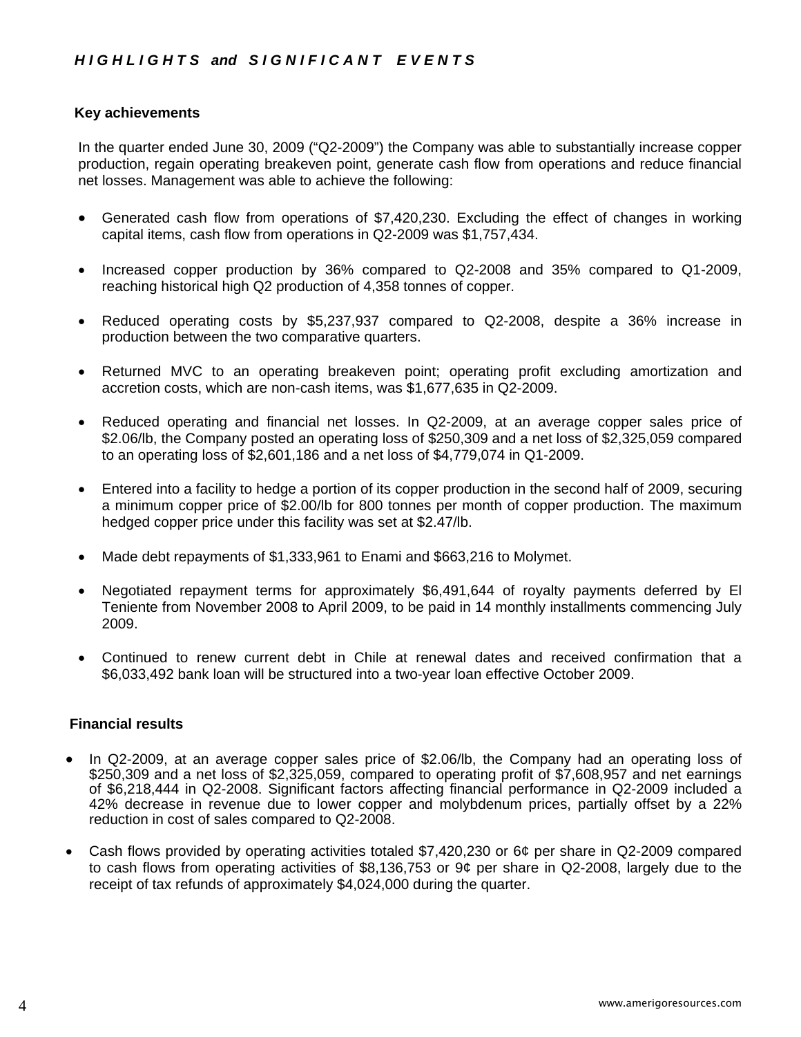## *HIGHLIGHTS and SIGNIFICANT EVENTS*

### Key achievements

In the quarter ended June 30, 2009 ("Q2-2009") the Company was able to substantially increase copper production, regain operating breakeven point, generate cash flow from operations and reduce financial net losses. Management was able to achieve the following:

- Generated cash flow from operations of $7,420,230. Excluding the effect of changes in working capital items, cash flow from operations in Q2-2009 was $1,757,434.
- Increased copper production by 36% compared to Q2-2008 and 35% compared to Q1-2009, reaching historical high Q2 production of 4,358 tonnes of copper.
- Reduced operating costs by $5,237,937 compared to Q2-2008, despite a 36% increase in production between the two comparative quarters.
- Returned MVC to an operating breakeven point; operating profit excluding amortization and accretion costs, which are non-cash items, was $1,677,635 in Q2-2009.
- Reduced operating and financial net losses. In Q2-2009, at an average copper sales price of $2.06/lb, the Company posted an operating loss of $250,309 and a net loss of $2,325,059 compared to an operating loss of $2,601,186 and a net loss of $4,779,074 in Q1-2009.
- Entered into a facility to hedge a portion of its copper production in the second half of 2009, securing a minimum copper price of $2.00/lb for 800 tonnes per month of copper production. The maximum hedged copper price under this facility was set at $2.47/lb.
- Made debt repayments of $1,333,961 to Enami and $663,216 to Molymet.
- Negotiated repayment terms for approximately $6,491,644 of royalty payments deferred by El Teniente from November 2008 to April 2009, to be paid in 14 monthly installments commencing July 2009.
- Continued to renew current debt in Chile at renewal dates and received confirmation that a $6,033,492 bank loan will be structured into a two-year loan effective October 2009.

### Financial results

- In Q2-2009, at an average copper sales price of $2.06/lb, the Company had an operating loss of $250,309 and a net loss of $2,325,059, compared to operating profit of $7,608,957 and net earnings of $6,218,444 in Q2-2008. Significant factors affecting financial performance in Q2-2009 included a 42% decrease in revenue due to lower copper and molybdenum prices, partially offset by a 22% reduction in cost of sales compared to Q2-2008.
- Cash flows provided by operating activities totaled $7,420,230 or 6¢ per share in Q2-2009 compared to cash flows from operating activities of $8,136,753 or 9¢ per share in Q2-2008, largely due to the receipt of tax refunds of approximately $4,024,000 during the quarter.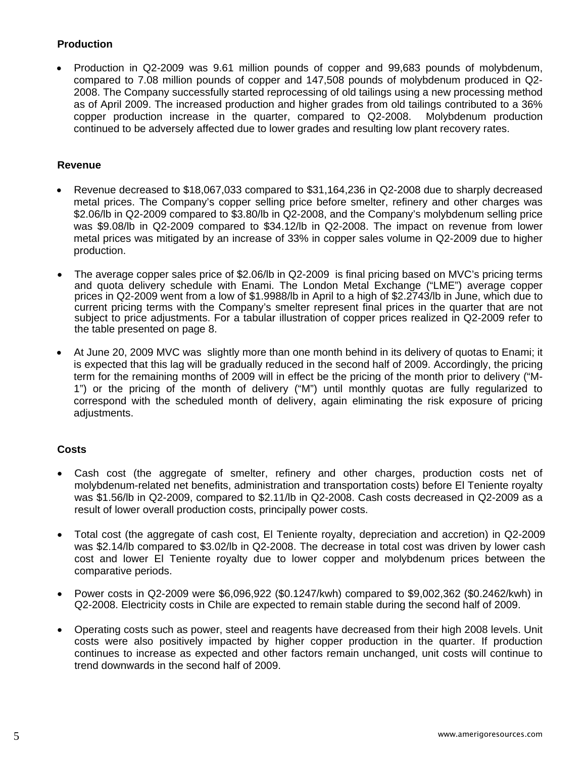### Production

- Production in Q2-2009 was 9.61 million pounds of copper and 99,683 pounds of molybdenum, compared to 7.08 million pounds of copper and 147,508 pounds of molybdenum produced in Q2-2008. The Company successfully started reprocessing of old tailings using a new processing method as of April 2009. The increased production and higher grades from old tailings contributed to a 36% copper production increase in the quarter, compared to Q2-2008. Molybdenum production continued to be adversely affected due to lower grades and resulting low plant recovery rates.

### Revenue

- Revenue decreased to $18,067,033 compared to $31,164,236 in Q2-2008 due to sharply decreased metal prices. The Company's copper selling price before smelter, refinery and other charges was $2.06/lb in Q2-2009 compared to $3.80/lb in Q2-2008, and the Company's molybdenum selling price was $9.08/lb in Q2-2009 compared to $34.12/lb in Q2-2008. The impact on revenue from lower metal prices was mitigated by an increase of 33% in copper sales volume in Q2-2009 due to higher production.

- The average copper sales price of $2.06/lb in Q2-2009 is final pricing based on MVC's pricing terms and quota delivery schedule with Enami. The London Metal Exchange ("LME") average copper prices in Q2-2009 went from a low of $1.9988/lb in April to a high of $2.2743/lb in June, which due to current pricing terms with the Company's smelter represent final prices in the quarter that are not subject to price adjustments. For a tabular illustration of copper prices realized in Q2-2009 refer to the table presented on page 8.

- At June 20, 2009 MVC was slightly more than one month behind in its delivery of quotas to Enami; it is expected that this lag will be gradually reduced in the second half of 2009. Accordingly, the pricing term for the remaining months of 2009 will in effect be the pricing of the month prior to delivery ("M-1") or the pricing of the month of delivery ("M") until monthly quotas are fully regularized to correspond with the scheduled month of delivery, again eliminating the risk exposure of pricing adjustments.

### Costs

- Cash cost (the aggregate of smelter, refinery and other charges, production costs net of molybdenum-related net benefits, administration and transportation costs) before El Teniente royalty was $1.56/lb in Q2-2009, compared to $2.11/lb in Q2-2008. Cash costs decreased in Q2-2009 as a result of lower overall production costs, principally power costs.

- Total cost (the aggregate of cash cost, El Teniente royalty, depreciation and accretion) in Q2-2009 was $2.14/lb compared to $3.02/lb in Q2-2008. The decrease in total cost was driven by lower cash cost and lower El Teniente royalty due to lower copper and molybdenum prices between the comparative periods.

- Power costs in Q2-2009 were $6,096,922 ($0.1247/kwh) compared to $9,002,362 ($0.2462/kwh) in Q2-2008. Electricity costs in Chile are expected to remain stable during the second half of 2009.

- Operating costs such as power, steel and reagents have decreased from their high 2008 levels. Unit costs were also positively impacted by higher copper production in the quarter. If production continues to increase as expected and other factors remain unchanged, unit costs will continue to trend downwards in the second half of 2009.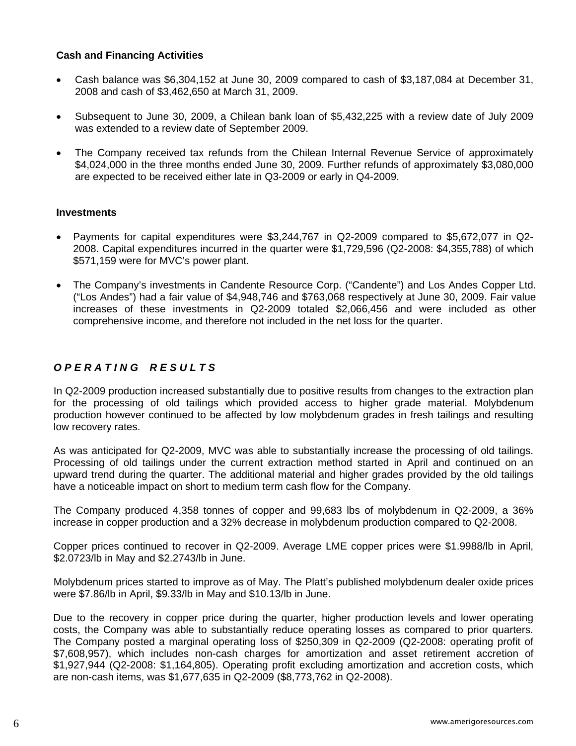### Cash and Financing Activities

- Cash balance was $6,304,152 at June 30, 2009 compared to cash of $3,187,084 at December 31, 2008 and cash of $3,462,650 at March 31, 2009.
- Subsequent to June 30, 2009, a Chilean bank loan of $5,432,225 with a review date of July 2009 was extended to a review date of September 2009.
- The Company received tax refunds from the Chilean Internal Revenue Service of approximately $4,024,000 in the three months ended June 30, 2009. Further refunds of approximately $3,080,000 are expected to be received either late in Q3-2009 or early in Q4-2009.

### Investments

- Payments for capital expenditures were $3,244,767 in Q2-2009 compared to $5,672,077 in Q2-2008. Capital expenditures incurred in the quarter were $1,729,596 (Q2-2008: $4,355,788) of which $571,159 were for MVC's power plant.
- The Company's investments in Candente Resource Corp. ("Candente") and Los Andes Copper Ltd. ("Los Andes") had a fair value of $4,948,746 and $763,068 respectively at June 30, 2009. Fair value increases of these investments in Q2-2009 totaled $2,066,456 and were included as other comprehensive income, and therefore not included in the net loss for the quarter.

## *OPERATING RESULTS*

In Q2-2009 production increased substantially due to positive results from changes to the extraction plan for the processing of old tailings which provided access to higher grade material. Molybdenum production however continued to be affected by low molybdenum grades in fresh tailings and resulting low recovery rates.

As was anticipated for Q2-2009, MVC was able to substantially increase the processing of old tailings. Processing of old tailings under the current extraction method started in April and continued on an upward trend during the quarter. The additional material and higher grades provided by the old tailings have a noticeable impact on short to medium term cash flow for the Company.

The Company produced 4,358 tonnes of copper and 99,683 lbs of molybdenum in Q2-2009, a 36% increase in copper production and a 32% decrease in molybdenum production compared to Q2-2008.

Copper prices continued to recover in Q2-2009. Average LME copper prices were $1.9988/lb in April, $2.0723/lb in May and $2.2743/lb in June.

Molybdenum prices started to improve as of May. The Platt's published molybdenum dealer oxide prices were $7.86/lb in April, $9.33/lb in May and $10.13/lb in June.

Due to the recovery in copper price during the quarter, higher production levels and lower operating costs, the Company was able to substantially reduce operating losses as compared to prior quarters. The Company posted a marginal operating loss of $250,309 in Q2-2009 (Q2-2008: operating profit of $7,608,957), which includes non-cash charges for amortization and asset retirement accretion of $1,927,944 (Q2-2008: $1,164,805). Operating profit excluding amortization and accretion costs, which are non-cash items, was $1,677,635 in Q2-2009 ($8,773,762 in Q2-2008).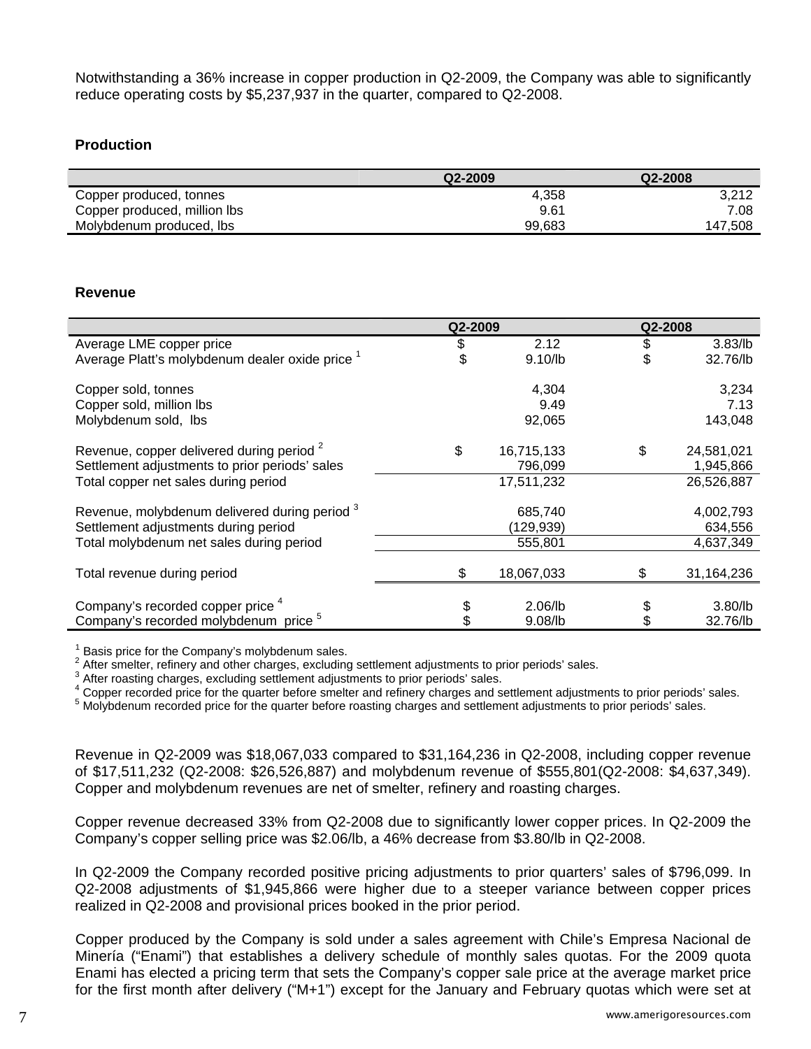Notwithstanding a 36% increase in copper production in Q2-2009, the Company was able to significantly reduce operating costs by $5,237,937 in the quarter, compared to Q2-2008.

**Production**

| | Q2-2009 | Q2-2008 |
|---|---:|---:|
| Copper produced, tonnes | 4,358 | 3,212 |
| Copper produced, million lbs | 9.61 | 7.08 |
| Molybdenum produced, lbs | 99,683 | 147,508 |

**Revenue**

| | Q2-2009 | | Q2-2008 | |
|---|---|---:|---|---:|
| Average LME copper price | $ | 2.12 | $ | 3.83/lb |
| Average Platt's molybdenum dealer oxide price [1] | $ | 9.10/lb | $ | 32.76/lb |
| | | | | |
| Copper sold, tonnes | | 4,304 | | 3,234 |
| Copper sold, million lbs | | 9.49 | | 7.13 |
| Molybdenum sold, lbs | | 92,065 | | 143,048 |
| | | | | |
| Revenue, copper delivered during period [2] | $ | 16,715,133 | $ | 24,581,021 |
| Settlement adjustments to prior periods' sales | | 796,099 | | 1,945,866 |
| Total copper net sales during period | | 17,511,232 | | 26,526,887 |
| | | | | |
| Revenue, molybdenum delivered during period [3] | | 685,740 | | 4,002,793 |
| Settlement adjustments during period | | (129,939) | | 634,556 |
| Total molybdenum net sales during period | | 555,801 | | 4,637,349 |
| | | | | |
| Total revenue during period | $ | 18,067,033 | $ | 31,164,236 |
| | | | | |
| Company's recorded copper price [4] | $ | 2.06/lb | $ | 3.80/lb |
| Company's recorded molybdenum price [5] | $ | 9.08/lb | $ | 32.76/lb |

[1] Basis price for the Company's molybdenum sales.
[2] After smelter, refinery and other charges, excluding settlement adjustments to prior periods' sales.
[3] After roasting charges, excluding settlement adjustments to prior periods' sales.
[4] Copper recorded price for the quarter before smelter and refinery charges and settlement adjustments to prior periods' sales.
[5] Molybdenum recorded price for the quarter before roasting charges and settlement adjustments to prior periods' sales.

Revenue in Q2-2009 was $18,067,033 compared to $31,164,236 in Q2-2008, including copper revenue of $17,511,232 (Q2-2008: $26,526,887) and molybdenum revenue of $555,801(Q2-2008: $4,637,349). Copper and molybdenum revenues are net of smelter, refinery and roasting charges.

Copper revenue decreased 33% from Q2-2008 due to significantly lower copper prices. In Q2-2009 the Company's copper selling price was $2.06/lb, a 46% decrease from $3.80/lb in Q2-2008.

In Q2-2009 the Company recorded positive pricing adjustments to prior quarters' sales of $796,099. In Q2-2008 adjustments of $1,945,866 were higher due to a steeper variance between copper prices realized in Q2-2008 and provisional prices booked in the prior period.

Copper produced by the Company is sold under a sales agreement with Chile's Empresa Nacional de Minería ("Enami") that establishes a delivery schedule of monthly sales quotas. For the 2009 quota Enami has elected a pricing term that sets the Company's copper sale price at the average market price for the first month after delivery ("M+1") except for the January and February quotas which were set at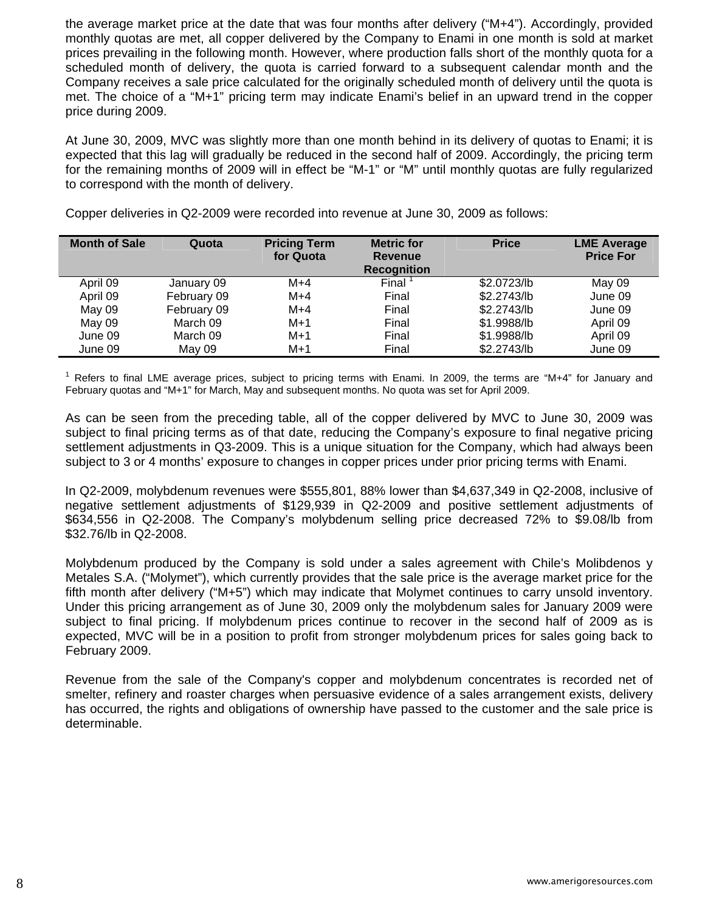the average market price at the date that was four months after delivery ("M+4"). Accordingly, provided monthly quotas are met, all copper delivered by the Company to Enami in one month is sold at market prices prevailing in the following month. However, where production falls short of the monthly quota for a scheduled month of delivery, the quota is carried forward to a subsequent calendar month and the Company receives a sale price calculated for the originally scheduled month of delivery until the quota is met. The choice of a "M+1" pricing term may indicate Enami's belief in an upward trend in the copper price during 2009.

At June 30, 2009, MVC was slightly more than one month behind in its delivery of quotas to Enami; it is expected that this lag will gradually be reduced in the second half of 2009. Accordingly, the pricing term for the remaining months of 2009 will in effect be "M-1" or "M" until monthly quotas are fully regularized to correspond with the month of delivery.

Copper deliveries in Q2-2009 were recorded into revenue at June 30, 2009 as follows:

| Month of Sale | Quota | Pricing Term for Quota | Metric for Revenue Recognition | Price | LME Average Price For |
|---|---|---|---|---|---|
| April 09 | January 09 | M+4 | Final [1] | $2.0723/lb | May 09 |
| April 09 | February 09 | M+4 | Final | $2.2743/lb | June 09 |
| May 09 | February 09 | M+4 | Final | $2.2743/lb | June 09 |
| May 09 | March 09 | M+1 | Final | $1.9988/lb | April 09 |
| June 09 | March 09 | M+1 | Final | $1.9988/lb | April 09 |
| June 09 | May 09 | M+1 | Final | $2.2743/lb | June 09 |

[1] Refers to final LME average prices, subject to pricing terms with Enami. In 2009, the terms are "M+4" for January and February quotas and "M+1" for March, May and subsequent months. No quota was set for April 2009.

As can be seen from the preceding table, all of the copper delivered by MVC to June 30, 2009 was subject to final pricing terms as of that date, reducing the Company's exposure to final negative pricing settlement adjustments in Q3-2009. This is a unique situation for the Company, which had always been subject to 3 or 4 months' exposure to changes in copper prices under prior pricing terms with Enami.

In Q2-2009, molybdenum revenues were $555,801, 88% lower than $4,637,349 in Q2-2008, inclusive of negative settlement adjustments of $129,939 in Q2-2009 and positive settlement adjustments of $634,556 in Q2-2008. The Company's molybdenum selling price decreased 72% to $9.08/lb from $32.76/lb in Q2-2008.

Molybdenum produced by the Company is sold under a sales agreement with Chile's Molibdenos y Metales S.A. ("Molymet"), which currently provides that the sale price is the average market price for the fifth month after delivery ("M+5") which may indicate that Molymet continues to carry unsold inventory. Under this pricing arrangement as of June 30, 2009 only the molybdenum sales for January 2009 were subject to final pricing. If molybdenum prices continue to recover in the second half of 2009 as is expected, MVC will be in a position to profit from stronger molybdenum prices for sales going back to February 2009.

Revenue from the sale of the Company's copper and molybdenum concentrates is recorded net of smelter, refinery and roaster charges when persuasive evidence of a sales arrangement exists, delivery has occurred, the rights and obligations of ownership have passed to the customer and the sale price is determinable.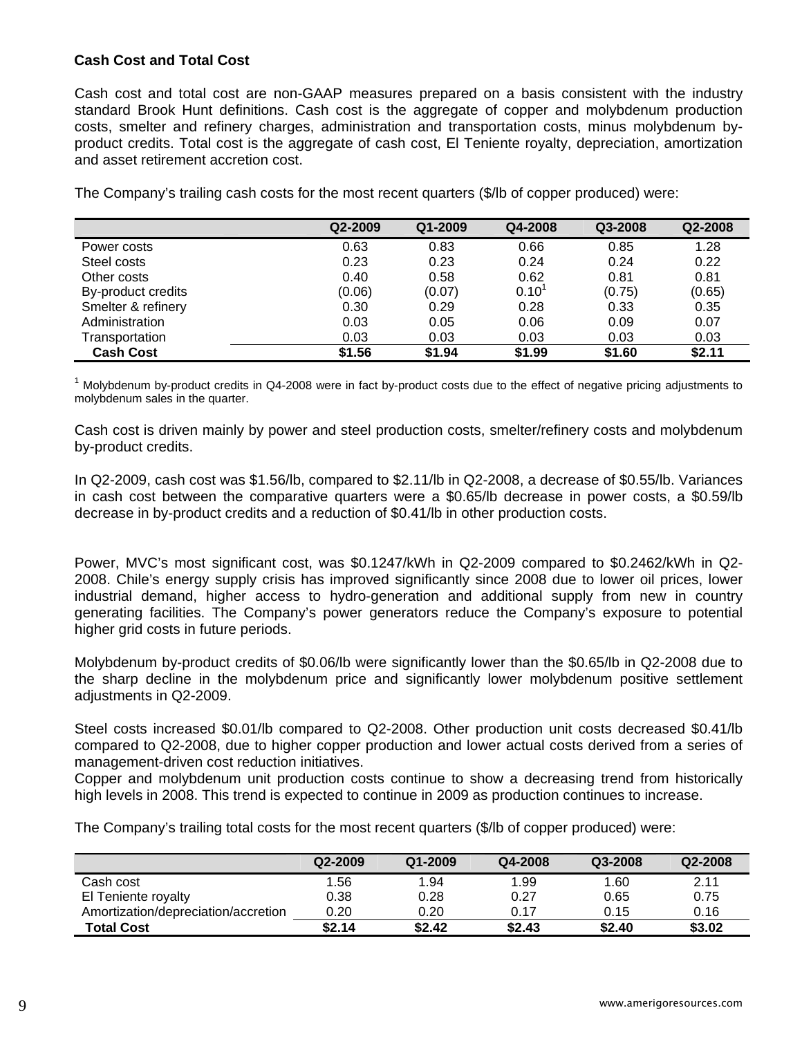**Cash Cost and Total Cost**

Cash cost and total cost are non-GAAP measures prepared on a basis consistent with the industry standard Brook Hunt definitions. Cash cost is the aggregate of copper and molybdenum production costs, smelter and refinery charges, administration and transportation costs, minus molybdenum by-product credits. Total cost is the aggregate of cash cost, El Teniente royalty, depreciation, amortization and asset retirement accretion cost.

The Company's trailing cash costs for the most recent quarters ($/lb of copper produced) were:

| | Q2-2009 | Q1-2009 | Q4-2008 | Q3-2008 | Q2-2008 |
|---|---|---|---|---|---|
| Power costs | 0.63 | 0.83 | 0.66 | 0.85 | 1.28 |
| Steel costs | 0.23 | 0.23 | 0.24 | 0.24 | 0.22 |
| Other costs | 0.40 | 0.58 | 0.62 | 0.81 | 0.81 |
| By-product credits | (0.06) | (0.07) | 0.10[1] | (0.75) | (0.65) |
| Smelter & refinery | 0.30 | 0.29 | 0.28 | 0.33 | 0.35 |
| Administration | 0.03 | 0.05 | 0.06 | 0.09 | 0.07 |
| Transportation | 0.03 | 0.03 | 0.03 | 0.03 | 0.03 |
| **Cash Cost** | **$1.56** | **$1.94** | **$1.99** | **$1.60** | **$2.11** |

[1] Molybdenum by-product credits in Q4-2008 were in fact by-product costs due to the effect of negative pricing adjustments to molybdenum sales in the quarter.

Cash cost is driven mainly by power and steel production costs, smelter/refinery costs and molybdenum by-product credits.

In Q2-2009, cash cost was $1.56/lb, compared to $2.11/lb in Q2-2008, a decrease of $0.55/lb. Variances in cash cost between the comparative quarters were a $0.65/lb decrease in power costs, a $0.59/lb decrease in by-product credits and a reduction of $0.41/lb in other production costs.

Power, MVC's most significant cost, was $0.1247/kWh in Q2-2009 compared to $0.2462/kWh in Q2-2008. Chile's energy supply crisis has improved significantly since 2008 due to lower oil prices, lower industrial demand, higher access to hydro-generation and additional supply from new in country generating facilities. The Company's power generators reduce the Company's exposure to potential higher grid costs in future periods.

Molybdenum by-product credits of $0.06/lb were significantly lower than the $0.65/lb in Q2-2008 due to the sharp decline in the molybdenum price and significantly lower molybdenum positive settlement adjustments in Q2-2009.

Steel costs increased $0.01/lb compared to Q2-2008. Other production unit costs decreased $0.41/lb compared to Q2-2008, due to higher copper production and lower actual costs derived from a series of management-driven cost reduction initiatives.
Copper and molybdenum unit production costs continue to show a decreasing trend from historically high levels in 2008. This trend is expected to continue in 2009 as production continues to increase.

The Company's trailing total costs for the most recent quarters ($/lb of copper produced) were:

| | Q2-2009 | Q1-2009 | Q4-2008 | Q3-2008 | Q2-2008 |
|---|---|---|---|---|---|
| Cash cost | 1.56 | 1.94 | 1.99 | 1.60 | 2.11 |
| El Teniente royalty | 0.38 | 0.28 | 0.27 | 0.65 | 0.75 |
| Amortization/depreciation/accretion | 0.20 | 0.20 | 0.17 | 0.15 | 0.16 |
| **Total Cost** | **$2.14** | **$2.42** | **$2.43** | **$2.40** | **$3.02** |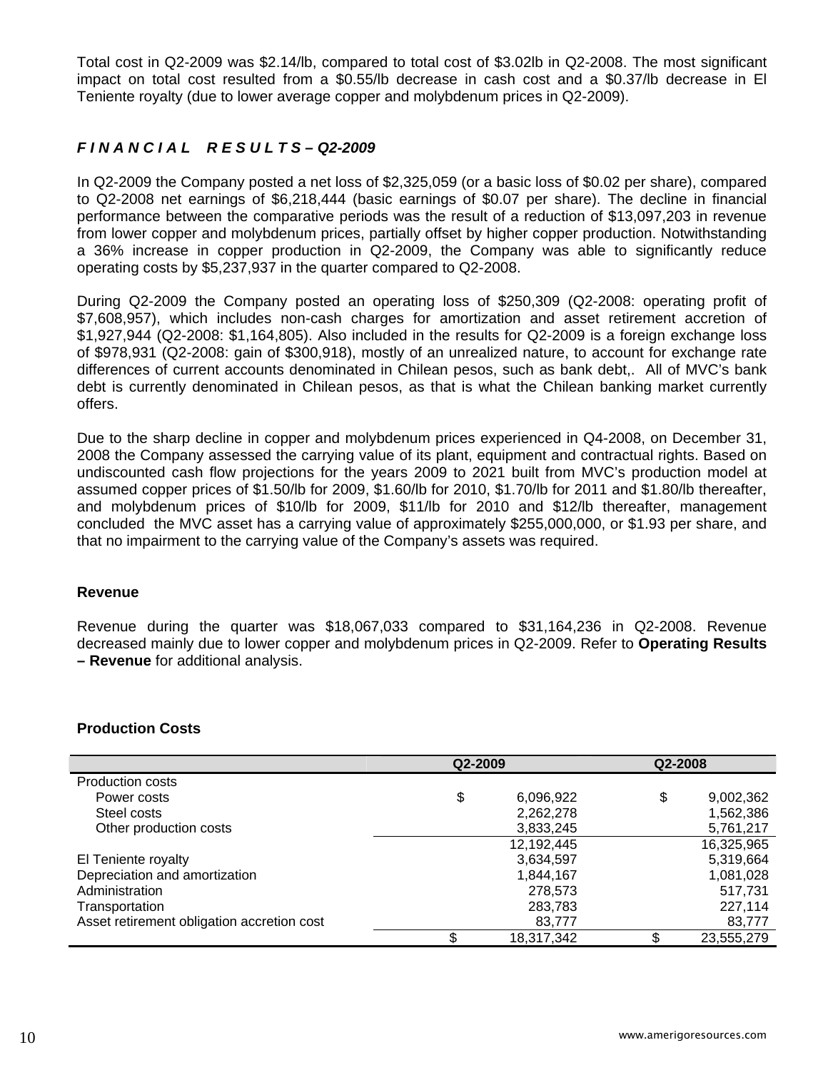Total cost in Q2-2009 was $2.14/lb, compared to total cost of $3.02lb in Q2-2008. The most significant impact on total cost resulted from a $0.55/lb decrease in cash cost and a $0.37/lb decrease in El Teniente royalty (due to lower average copper and molybdenum prices in Q2-2009).

## *F I N A N C I A L   R E S U L T S – Q2-2009*

In Q2-2009 the Company posted a net loss of $2,325,059 (or a basic loss of $0.02 per share), compared to Q2-2008 net earnings of $6,218,444 (basic earnings of $0.07 per share). The decline in financial performance between the comparative periods was the result of a reduction of $13,097,203 in revenue from lower copper and molybdenum prices, partially offset by higher copper production. Notwithstanding a 36% increase in copper production in Q2-2009, the Company was able to significantly reduce operating costs by $5,237,937 in the quarter compared to Q2-2008.

During Q2-2009 the Company posted an operating loss of $250,309 (Q2-2008: operating profit of $7,608,957), which includes non-cash charges for amortization and asset retirement accretion of $1,927,944 (Q2-2008: $1,164,805). Also included in the results for Q2-2009 is a foreign exchange loss of $978,931 (Q2-2008: gain of $300,918), mostly of an unrealized nature, to account for exchange rate differences of current accounts denominated in Chilean pesos, such as bank debt,. All of MVC's bank debt is currently denominated in Chilean pesos, as that is what the Chilean banking market currently offers.

Due to the sharp decline in copper and molybdenum prices experienced in Q4-2008, on December 31, 2008 the Company assessed the carrying value of its plant, equipment and contractual rights. Based on undiscounted cash flow projections for the years 2009 to 2021 built from MVC's production model at assumed copper prices of $1.50/lb for 2009, $1.60/lb for 2010, $1.70/lb for 2011 and $1.80/lb thereafter, and molybdenum prices of $10/lb for 2009, $11/lb for 2010 and $12/lb thereafter, management concluded the MVC asset has a carrying value of approximately $255,000,000, or $1.93 per share, and that no impairment to the carrying value of the Company's assets was required.

### Revenue

Revenue during the quarter was $18,067,033 compared to $31,164,236 in Q2-2008. Revenue decreased mainly due to lower copper and molybdenum prices in Q2-2009. Refer to **Operating Results – Revenue** for additional analysis.

### Production Costs

| | Q2-2009 | Q2-2008 |
|---|---|---|
| Production costs | | |
| Power costs | $ 6,096,922 | $ 9,002,362 |
| Steel costs | 2,262,278 | 1,562,386 |
| Other production costs | 3,833,245 | 5,761,217 |
| | 12,192,445 | 16,325,965 |
| El Teniente royalty | 3,634,597 | 5,319,664 |
| Depreciation and amortization | 1,844,167 | 1,081,028 |
| Administration | 278,573 | 517,731 |
| Transportation | 283,783 | 227,114 |
| Asset retirement obligation accretion cost | 83,777 | 83,777 |
| | $ 18,317,342 | $ 23,555,279 |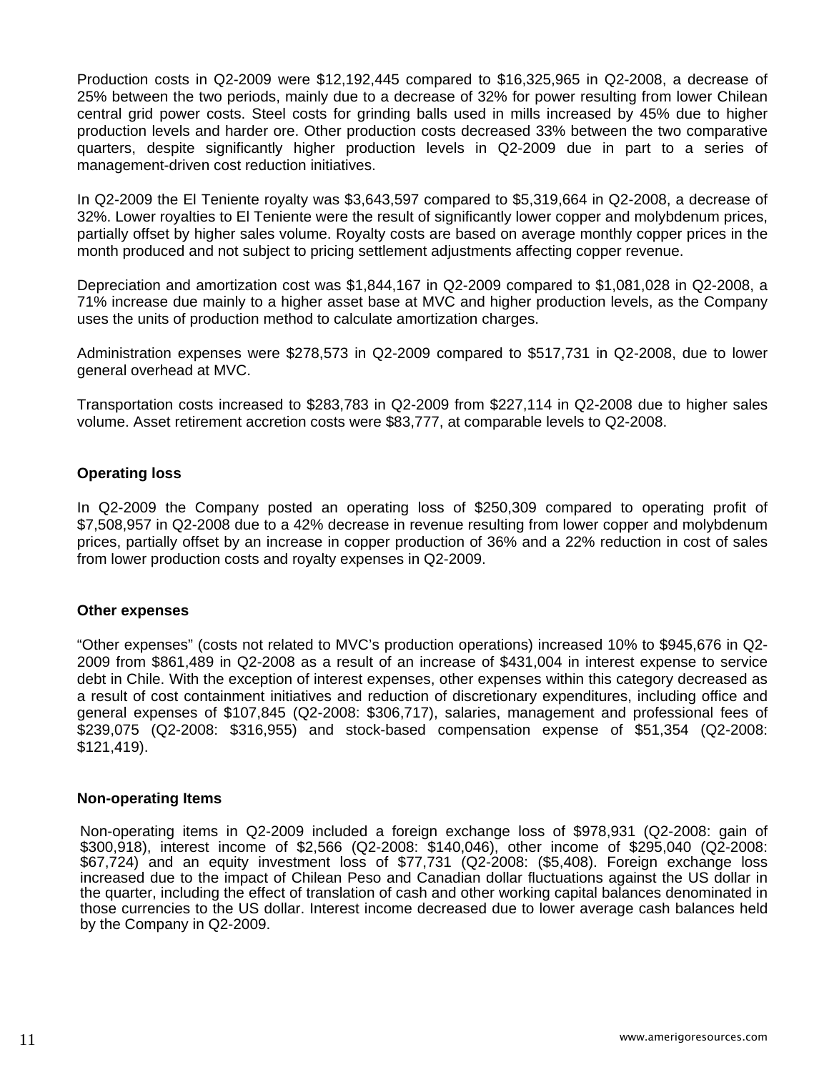Production costs in Q2-2009 were $12,192,445 compared to $16,325,965 in Q2-2008, a decrease of 25% between the two periods, mainly due to a decrease of 32% for power resulting from lower Chilean central grid power costs. Steel costs for grinding balls used in mills increased by 45% due to higher production levels and harder ore. Other production costs decreased 33% between the two comparative quarters, despite significantly higher production levels in Q2-2009 due in part to a series of management-driven cost reduction initiatives.

In Q2-2009 the El Teniente royalty was $3,643,597 compared to $5,319,664 in Q2-2008, a decrease of 32%. Lower royalties to El Teniente were the result of significantly lower copper and molybdenum prices, partially offset by higher sales volume. Royalty costs are based on average monthly copper prices in the month produced and not subject to pricing settlement adjustments affecting copper revenue.

Depreciation and amortization cost was $1,844,167 in Q2-2009 compared to $1,081,028 in Q2-2008, a 71% increase due mainly to a higher asset base at MVC and higher production levels, as the Company uses the units of production method to calculate amortization charges.

Administration expenses were $278,573 in Q2-2009 compared to $517,731 in Q2-2008, due to lower general overhead at MVC.

Transportation costs increased to $283,783 in Q2-2009 from $227,114 in Q2-2008 due to higher sales volume. Asset retirement accretion costs were $83,777, at comparable levels to Q2-2008.

**Operating loss**

In Q2-2009 the Company posted an operating loss of $250,309 compared to operating profit of $7,508,957 in Q2-2008 due to a 42% decrease in revenue resulting from lower copper and molybdenum prices, partially offset by an increase in copper production of 36% and a 22% reduction in cost of sales from lower production costs and royalty expenses in Q2-2009.

**Other expenses**

"Other expenses" (costs not related to MVC's production operations) increased 10% to $945,676 in Q2-2009 from $861,489 in Q2-2008 as a result of an increase of $431,004 in interest expense to service debt in Chile. With the exception of interest expenses, other expenses within this category decreased as a result of cost containment initiatives and reduction of discretionary expenditures, including office and general expenses of $107,845 (Q2-2008: $306,717), salaries, management and professional fees of $239,075 (Q2-2008: $316,955) and stock-based compensation expense of $51,354 (Q2-2008: $121,419).

**Non-operating Items**

Non-operating items in Q2-2009 included a foreign exchange loss of $978,931 (Q2-2008: gain of $300,918), interest income of $2,566 (Q2-2008: $140,046), other income of $295,040 (Q2-2008: $67,724) and an equity investment loss of $77,731 (Q2-2008: ($5,408). Foreign exchange loss increased due to the impact of Chilean Peso and Canadian dollar fluctuations against the US dollar in the quarter, including the effect of translation of cash and other working capital balances denominated in those currencies to the US dollar. Interest income decreased due to lower average cash balances held by the Company in Q2-2009.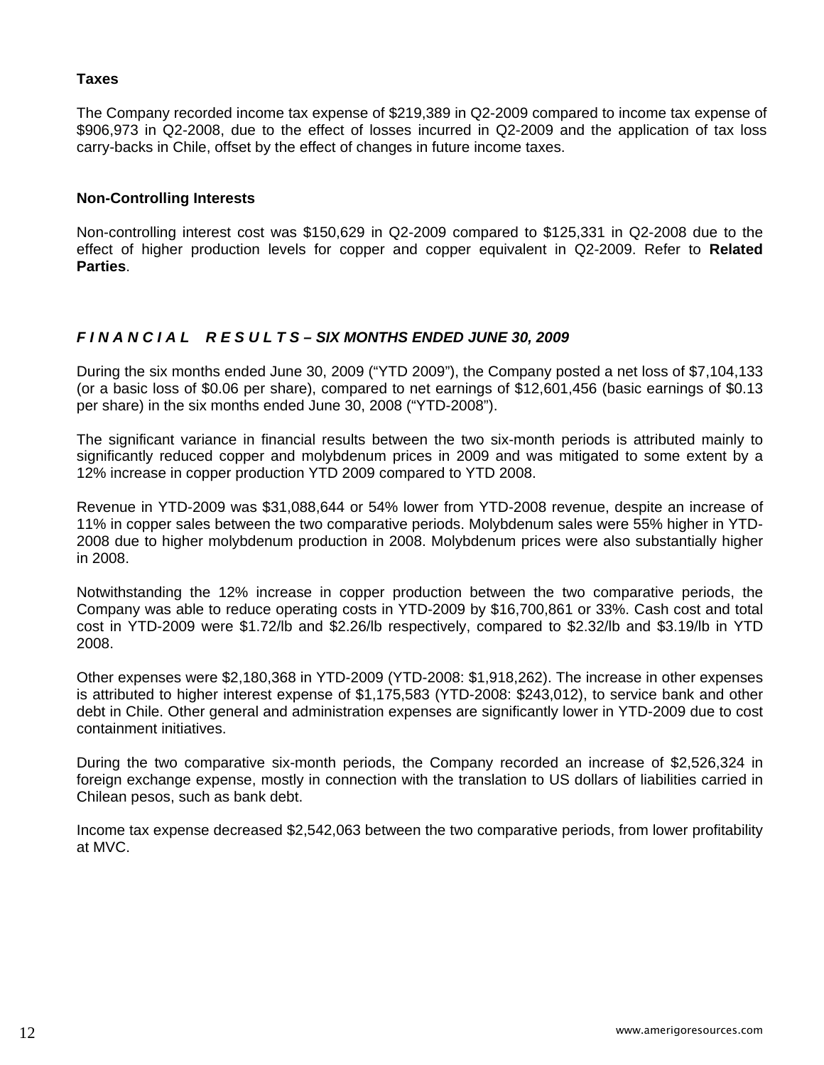**Taxes**

The Company recorded income tax expense of $219,389 in Q2-2009 compared to income tax expense of $906,973 in Q2-2008, due to the effect of losses incurred in Q2-2009 and the application of tax loss carry-backs in Chile, offset by the effect of changes in future income taxes.

**Non-Controlling Interests**

Non-controlling interest cost was $150,629 in Q2-2009 compared to $125,331 in Q2-2008 due to the effect of higher production levels for copper and copper equivalent in Q2-2009. Refer to **Related Parties**.

## ***F I N A N C I A L   R E S U L T S – SIX MONTHS ENDED JUNE 30, 2009***

During the six months ended June 30, 2009 ("YTD 2009"), the Company posted a net loss of $7,104,133 (or a basic loss of $0.06 per share), compared to net earnings of $12,601,456 (basic earnings of $0.13 per share) in the six months ended June 30, 2008 ("YTD-2008").

The significant variance in financial results between the two six-month periods is attributed mainly to significantly reduced copper and molybdenum prices in 2009 and was mitigated to some extent by a 12% increase in copper production YTD 2009 compared to YTD 2008.

Revenue in YTD-2009 was $31,088,644 or 54% lower from YTD-2008 revenue, despite an increase of 11% in copper sales between the two comparative periods. Molybdenum sales were 55% higher in YTD-2008 due to higher molybdenum production in 2008. Molybdenum prices were also substantially higher in 2008.

Notwithstanding the 12% increase in copper production between the two comparative periods, the Company was able to reduce operating costs in YTD-2009 by $16,700,861 or 33%. Cash cost and total cost in YTD-2009 were $1.72/lb and $2.26/lb respectively, compared to $2.32/lb and $3.19/lb in YTD 2008.

Other expenses were $2,180,368 in YTD-2009 (YTD-2008: $1,918,262). The increase in other expenses is attributed to higher interest expense of $1,175,583 (YTD-2008: $243,012), to service bank and other debt in Chile. Other general and administration expenses are significantly lower in YTD-2009 due to cost containment initiatives.

During the two comparative six-month periods, the Company recorded an increase of $2,526,324 in foreign exchange expense, mostly in connection with the translation to US dollars of liabilities carried in Chilean pesos, such as bank debt.

Income tax expense decreased $2,542,063 between the two comparative periods, from lower profitability at MVC.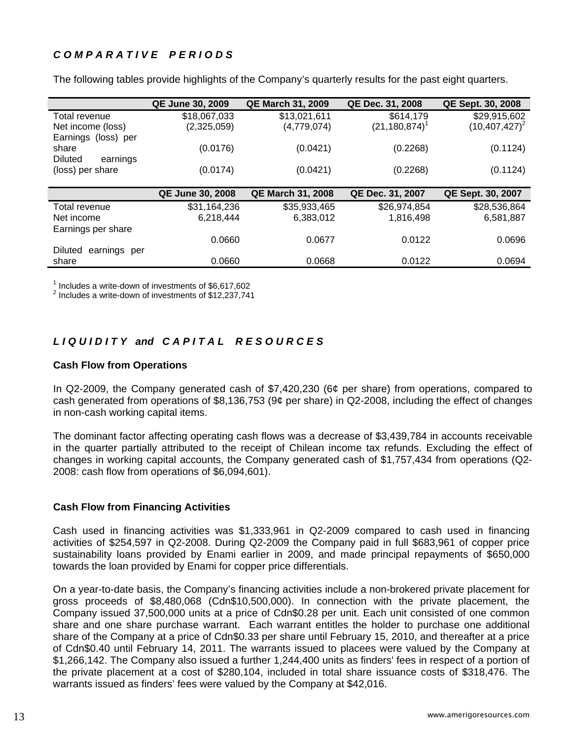## *COMPARATIVE PERIODS*

The following tables provide highlights of the Company's quarterly results for the past eight quarters.

| | QE June 30, 2009 | QE March 31, 2009 | QE Dec. 31, 2008 | QE Sept. 30, 2008 |
|---|---|---|---|---|
| Total revenue | $18,067,033 | $13,021,611 | $614,179 | $29,915,602 |
| Net income (loss) | (2,325,059) | (4,779,074) | (21,180,874)[1] | (10,407,427)[2] |
| Earnings (loss) per share | (0.0176) | (0.0421) | (0.2268) | (0.1124) |
| Diluted earnings (loss) per share | (0.0174) | (0.0421) | (0.2268) | (0.1124) |

| | QE June 30, 2008 | QE March 31, 2008 | QE Dec. 31, 2007 | QE Sept. 30, 2007 |
|---|---|---|---|---|
| Total revenue | $31,164,236 | $35,933,465 | $26,974,854 | $28,536,864 |
| Net income | 6,218,444 | 6,383,012 | 1,816,498 | 6,581,887 |
| Earnings per share | 0.0660 | 0.0677 | 0.0122 | 0.0696 |
| Diluted earnings per share | 0.0660 | 0.0668 | 0.0122 | 0.0694 |

[1] Includes a write-down of investments of $6,617,602
[2] Includes a write-down of investments of $12,237,741

## *LIQUIDITY and CAPITAL RESOURCES*

**Cash Flow from Operations**

In Q2-2009, the Company generated cash of $7,420,230 (6¢ per share) from operations, compared to cash generated from operations of $8,136,753 (9¢ per share) in Q2-2008, including the effect of changes in non-cash working capital items.

The dominant factor affecting operating cash flows was a decrease of $3,439,784 in accounts receivable in the quarter partially attributed to the receipt of Chilean income tax refunds. Excluding the effect of changes in working capital accounts, the Company generated cash of $1,757,434 from operations (Q2-2008: cash flow from operations of $6,094,601).

**Cash Flow from Financing Activities**

Cash used in financing activities was $1,333,961 in Q2-2009 compared to cash used in financing activities of $254,597 in Q2-2008. During Q2-2009 the Company paid in full $683,961 of copper price sustainability loans provided by Enami earlier in 2009, and made principal repayments of $650,000 towards the loan provided by Enami for copper price differentials.

On a year-to-date basis, the Company's financing activities include a non-brokered private placement for gross proceeds of $8,480,068 (Cdn$10,500,000). In connection with the private placement, the Company issued 37,500,000 units at a price of Cdn$0.28 per unit. Each unit consisted of one common share and one share purchase warrant. Each warrant entitles the holder to purchase one additional share of the Company at a price of Cdn$0.33 per share until February 15, 2010, and thereafter at a price of Cdn$0.40 until February 14, 2011. The warrants issued to placees were valued by the Company at $1,266,142. The Company also issued a further 1,244,400 units as finders' fees in respect of a portion of the private placement at a cost of $280,104, included in total share issuance costs of $318,476. The warrants issued as finders' fees were valued by the Company at $42,016.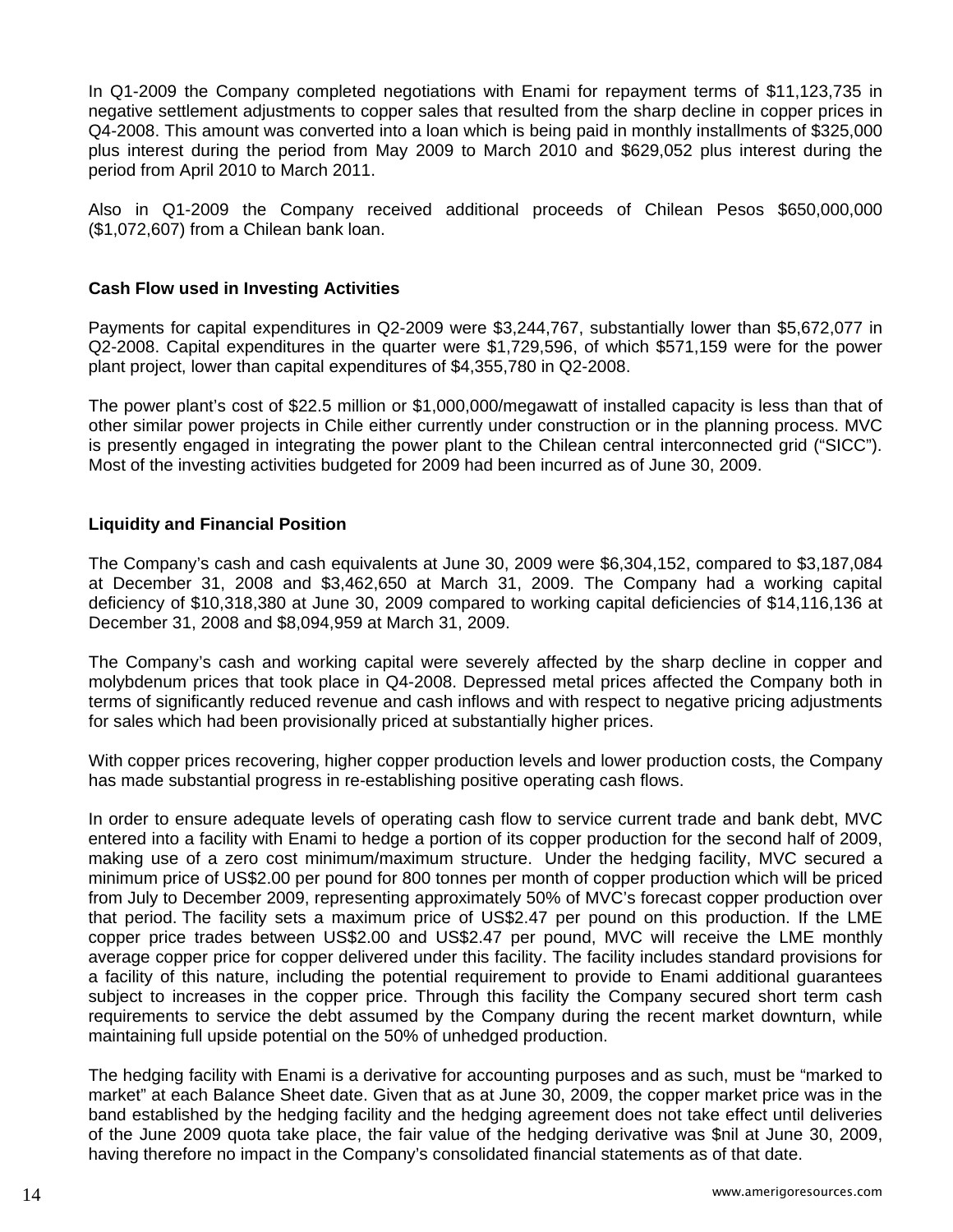In Q1-2009 the Company completed negotiations with Enami for repayment terms of $11,123,735 in negative settlement adjustments to copper sales that resulted from the sharp decline in copper prices in Q4-2008. This amount was converted into a loan which is being paid in monthly installments of $325,000 plus interest during the period from May 2009 to March 2010 and $629,052 plus interest during the period from April 2010 to March 2011.

Also in Q1-2009 the Company received additional proceeds of Chilean Pesos $650,000,000 ($1,072,607) from a Chilean bank loan.

**Cash Flow used in Investing Activities**

Payments for capital expenditures in Q2-2009 were $3,244,767, substantially lower than $5,672,077 in Q2-2008. Capital expenditures in the quarter were $1,729,596, of which $571,159 were for the power plant project, lower than capital expenditures of $4,355,780 in Q2-2008.

The power plant's cost of $22.5 million or $1,000,000/megawatt of installed capacity is less than that of other similar power projects in Chile either currently under construction or in the planning process. MVC is presently engaged in integrating the power plant to the Chilean central interconnected grid ("SICC"). Most of the investing activities budgeted for 2009 had been incurred as of June 30, 2009.

**Liquidity and Financial Position**

The Company's cash and cash equivalents at June 30, 2009 were $6,304,152, compared to $3,187,084 at December 31, 2008 and $3,462,650 at March 31, 2009. The Company had a working capital deficiency of $10,318,380 at June 30, 2009 compared to working capital deficiencies of $14,116,136 at December 31, 2008 and $8,094,959 at March 31, 2009.

The Company's cash and working capital were severely affected by the sharp decline in copper and molybdenum prices that took place in Q4-2008. Depressed metal prices affected the Company both in terms of significantly reduced revenue and cash inflows and with respect to negative pricing adjustments for sales which had been provisionally priced at substantially higher prices.

With copper prices recovering, higher copper production levels and lower production costs, the Company has made substantial progress in re-establishing positive operating cash flows.

In order to ensure adequate levels of operating cash flow to service current trade and bank debt, MVC entered into a facility with Enami to hedge a portion of its copper production for the second half of 2009, making use of a zero cost minimum/maximum structure. Under the hedging facility, MVC secured a minimum price of US$2.00 per pound for 800 tonnes per month of copper production which will be priced from July to December 2009, representing approximately 50% of MVC's forecast copper production over that period. The facility sets a maximum price of US$2.47 per pound on this production. If the LME copper price trades between US$2.00 and US$2.47 per pound, MVC will receive the LME monthly average copper price for copper delivered under this facility. The facility includes standard provisions for a facility of this nature, including the potential requirement to provide to Enami additional guarantees subject to increases in the copper price. Through this facility the Company secured short term cash requirements to service the debt assumed by the Company during the recent market downturn, while maintaining full upside potential on the 50% of unhedged production.

The hedging facility with Enami is a derivative for accounting purposes and as such, must be "marked to market" at each Balance Sheet date. Given that as at June 30, 2009, the copper market price was in the band established by the hedging facility and the hedging agreement does not take effect until deliveries of the June 2009 quota take place, the fair value of the hedging derivative was $nil at June 30, 2009, having therefore no impact in the Company's consolidated financial statements as of that date.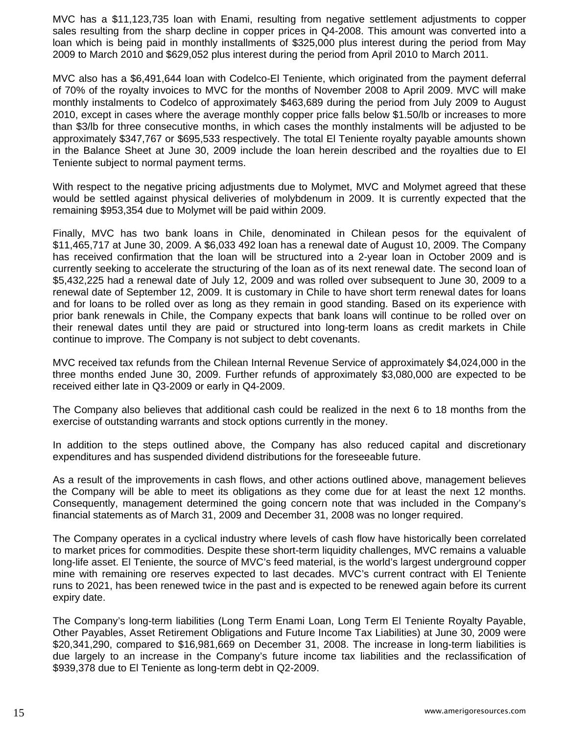MVC has a $11,123,735 loan with Enami, resulting from negative settlement adjustments to copper sales resulting from the sharp decline in copper prices in Q4-2008. This amount was converted into a loan which is being paid in monthly installments of $325,000 plus interest during the period from May 2009 to March 2010 and $629,052 plus interest during the period from April 2010 to March 2011.

MVC also has a $6,491,644 loan with Codelco-El Teniente, which originated from the payment deferral of 70% of the royalty invoices to MVC for the months of November 2008 to April 2009. MVC will make monthly instalments to Codelco of approximately $463,689 during the period from July 2009 to August 2010, except in cases where the average monthly copper price falls below $1.50/lb or increases to more than $3/lb for three consecutive months, in which cases the monthly instalments will be adjusted to be approximately $347,767 or $695,533 respectively. The total El Teniente royalty payable amounts shown in the Balance Sheet at June 30, 2009 include the loan herein described and the royalties due to El Teniente subject to normal payment terms.

With respect to the negative pricing adjustments due to Molymet, MVC and Molymet agreed that these would be settled against physical deliveries of molybdenum in 2009. It is currently expected that the remaining $953,354 due to Molymet will be paid within 2009.

Finally, MVC has two bank loans in Chile, denominated in Chilean pesos for the equivalent of $11,465,717 at June 30, 2009. A $6,033 492 loan has a renewal date of August 10, 2009. The Company has received confirmation that the loan will be structured into a 2-year loan in October 2009 and is currently seeking to accelerate the structuring of the loan as of its next renewal date. The second loan of $5,432,225 had a renewal date of July 12, 2009 and was rolled over subsequent to June 30, 2009 to a renewal date of September 12, 2009. It is customary in Chile to have short term renewal dates for loans and for loans to be rolled over as long as they remain in good standing. Based on its experience with prior bank renewals in Chile, the Company expects that bank loans will continue to be rolled over on their renewal dates until they are paid or structured into long-term loans as credit markets in Chile continue to improve. The Company is not subject to debt covenants.

MVC received tax refunds from the Chilean Internal Revenue Service of approximately $4,024,000 in the three months ended June 30, 2009. Further refunds of approximately $3,080,000 are expected to be received either late in Q3-2009 or early in Q4-2009.

The Company also believes that additional cash could be realized in the next 6 to 18 months from the exercise of outstanding warrants and stock options currently in the money.

In addition to the steps outlined above, the Company has also reduced capital and discretionary expenditures and has suspended dividend distributions for the foreseeable future.

As a result of the improvements in cash flows, and other actions outlined above, management believes the Company will be able to meet its obligations as they come due for at least the next 12 months. Consequently, management determined the going concern note that was included in the Company's financial statements as of March 31, 2009 and December 31, 2008 was no longer required.

The Company operates in a cyclical industry where levels of cash flow have historically been correlated to market prices for commodities. Despite these short-term liquidity challenges, MVC remains a valuable long-life asset. El Teniente, the source of MVC's feed material, is the world's largest underground copper mine with remaining ore reserves expected to last decades. MVC's current contract with El Teniente runs to 2021, has been renewed twice in the past and is expected to be renewed again before its current expiry date.

The Company's long-term liabilities (Long Term Enami Loan, Long Term El Teniente Royalty Payable, Other Payables, Asset Retirement Obligations and Future Income Tax Liabilities) at June 30, 2009 were $20,341,290, compared to $16,981,669 on December 31, 2008. The increase in long-term liabilities is due largely to an increase in the Company's future income tax liabilities and the reclassification of $939,378 due to El Teniente as long-term debt in Q2-2009.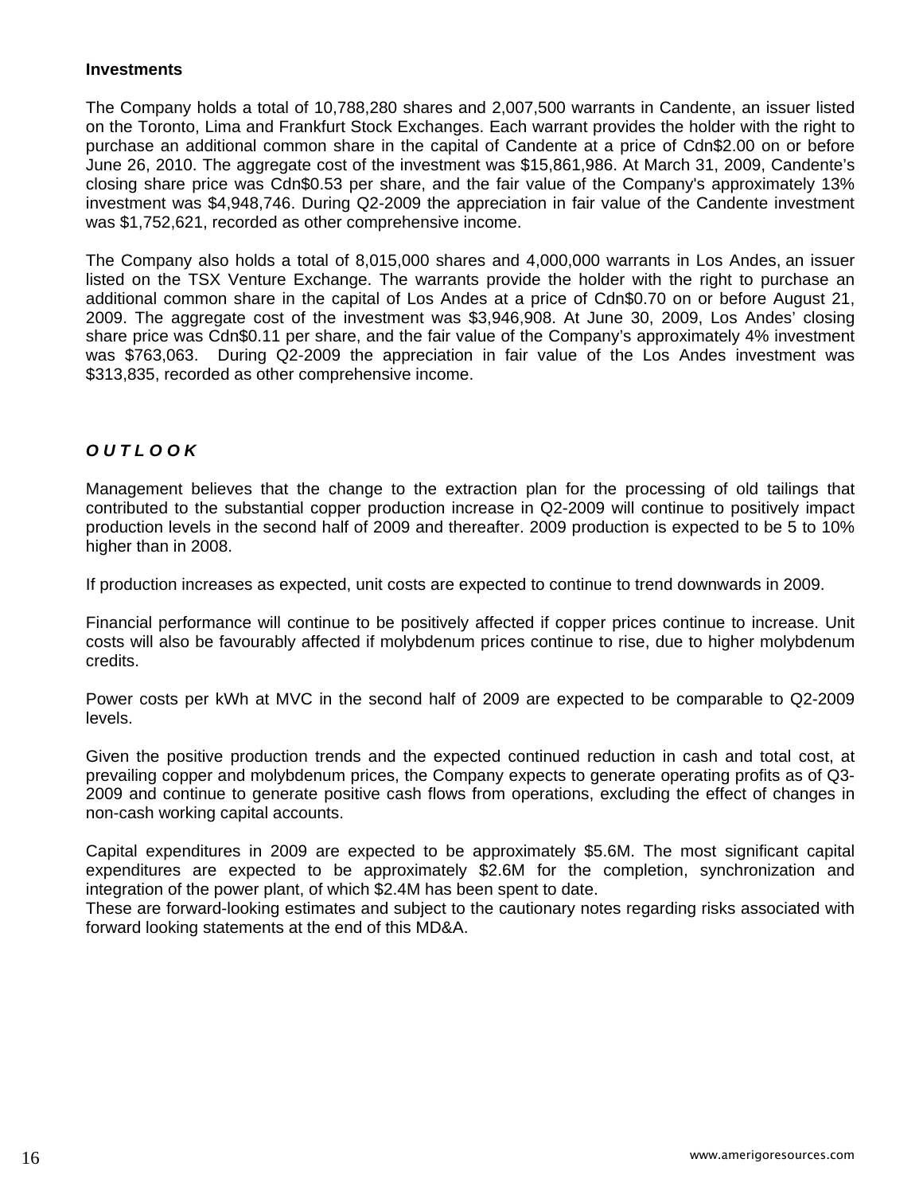**Investments**

The Company holds a total of 10,788,280 shares and 2,007,500 warrants in Candente, an issuer listed on the Toronto, Lima and Frankfurt Stock Exchanges. Each warrant provides the holder with the right to purchase an additional common share in the capital of Candente at a price of Cdn$2.00 on or before June 26, 2010. The aggregate cost of the investment was $15,861,986. At March 31, 2009, Candente's closing share price was Cdn$0.53 per share, and the fair value of the Company's approximately 13% investment was $4,948,746. During Q2-2009 the appreciation in fair value of the Candente investment was $1,752,621, recorded as other comprehensive income.

The Company also holds a total of 8,015,000 shares and 4,000,000 warrants in Los Andes, an issuer listed on the TSX Venture Exchange. The warrants provide the holder with the right to purchase an additional common share in the capital of Los Andes at a price of Cdn$0.70 on or before August 21, 2009. The aggregate cost of the investment was $3,946,908. At June 30, 2009, Los Andes' closing share price was Cdn$0.11 per share, and the fair value of the Company's approximately 4% investment was $763,063. During Q2-2009 the appreciation in fair value of the Los Andes investment was $313,835, recorded as other comprehensive income.

## ***O U T L O O K***

Management believes that the change to the extraction plan for the processing of old tailings that contributed to the substantial copper production increase in Q2-2009 will continue to positively impact production levels in the second half of 2009 and thereafter. 2009 production is expected to be 5 to 10% higher than in 2008.

If production increases as expected, unit costs are expected to continue to trend downwards in 2009.

Financial performance will continue to be positively affected if copper prices continue to increase. Unit costs will also be favourably affected if molybdenum prices continue to rise, due to higher molybdenum credits.

Power costs per kWh at MVC in the second half of 2009 are expected to be comparable to Q2-2009 levels.

Given the positive production trends and the expected continued reduction in cash and total cost, at prevailing copper and molybdenum prices, the Company expects to generate operating profits as of Q3-2009 and continue to generate positive cash flows from operations, excluding the effect of changes in non-cash working capital accounts.

Capital expenditures in 2009 are expected to be approximately $5.6M. The most significant capital expenditures are expected to be approximately $2.6M for the completion, synchronization and integration of the power plant, of which $2.4M has been spent to date.
These are forward-looking estimates and subject to the cautionary notes regarding risks associated with forward looking statements at the end of this MD&A.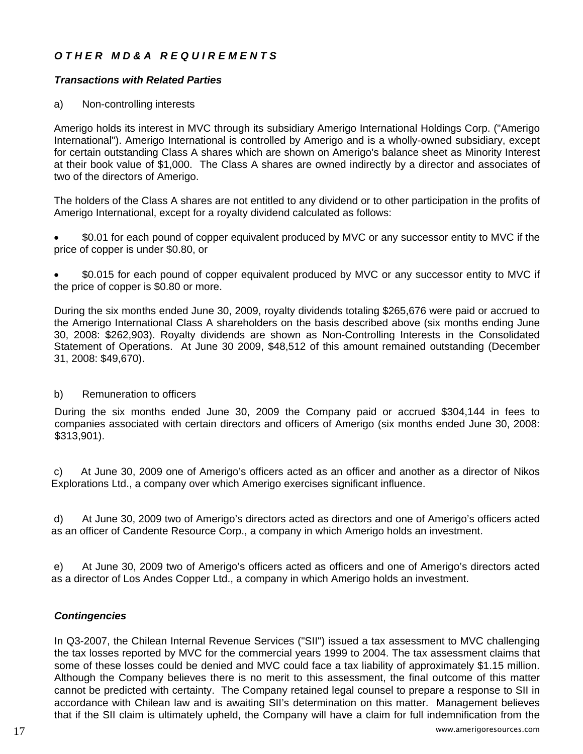## *OTHER MD&A REQUIREMENTS*

### *Transactions with Related Parties*

a) Non-controlling interests

Amerigo holds its interest in MVC through its subsidiary Amerigo International Holdings Corp. ("Amerigo International"). Amerigo International is controlled by Amerigo and is a wholly-owned subsidiary, except for certain outstanding Class A shares which are shown on Amerigo's balance sheet as Minority Interest at their book value of $1,000. The Class A shares are owned indirectly by a director and associates of two of the directors of Amerigo.

The holders of the Class A shares are not entitled to any dividend or to other participation in the profits of Amerigo International, except for a royalty dividend calculated as follows:

- $0.01 for each pound of copper equivalent produced by MVC or any successor entity to MVC if the price of copper is under $0.80, or
- $0.015 for each pound of copper equivalent produced by MVC or any successor entity to MVC if the price of copper is $0.80 or more.

During the six months ended June 30, 2009, royalty dividends totaling $265,676 were paid or accrued to the Amerigo International Class A shareholders on the basis described above (six months ending June 30, 2008: $262,903). Royalty dividends are shown as Non-Controlling Interests in the Consolidated Statement of Operations. At June 30 2009, $48,512 of this amount remained outstanding (December 31, 2008: $49,670).

b) Remuneration to officers

During the six months ended June 30, 2009 the Company paid or accrued $304,144 in fees to companies associated with certain directors and officers of Amerigo (six months ended June 30, 2008: $313,901).

c) At June 30, 2009 one of Amerigo's officers acted as an officer and another as a director of Nikos Explorations Ltd., a company over which Amerigo exercises significant influence.

d) At June 30, 2009 two of Amerigo's directors acted as directors and one of Amerigo's officers acted as an officer of Candente Resource Corp., a company in which Amerigo holds an investment.

e) At June 30, 2009 two of Amerigo's officers acted as officers and one of Amerigo's directors acted as a director of Los Andes Copper Ltd., a company in which Amerigo holds an investment.

### *Contingencies*

In Q3-2007, the Chilean Internal Revenue Services ("SII") issued a tax assessment to MVC challenging the tax losses reported by MVC for the commercial years 1999 to 2004. The tax assessment claims that some of these losses could be denied and MVC could face a tax liability of approximately $1.15 million. Although the Company believes there is no merit to this assessment, the final outcome of this matter cannot be predicted with certainty. The Company retained legal counsel to prepare a response to SII in accordance with Chilean law and is awaiting SII's determination on this matter. Management believes that if the SII claim is ultimately upheld, the Company will have a claim for full indemnification from the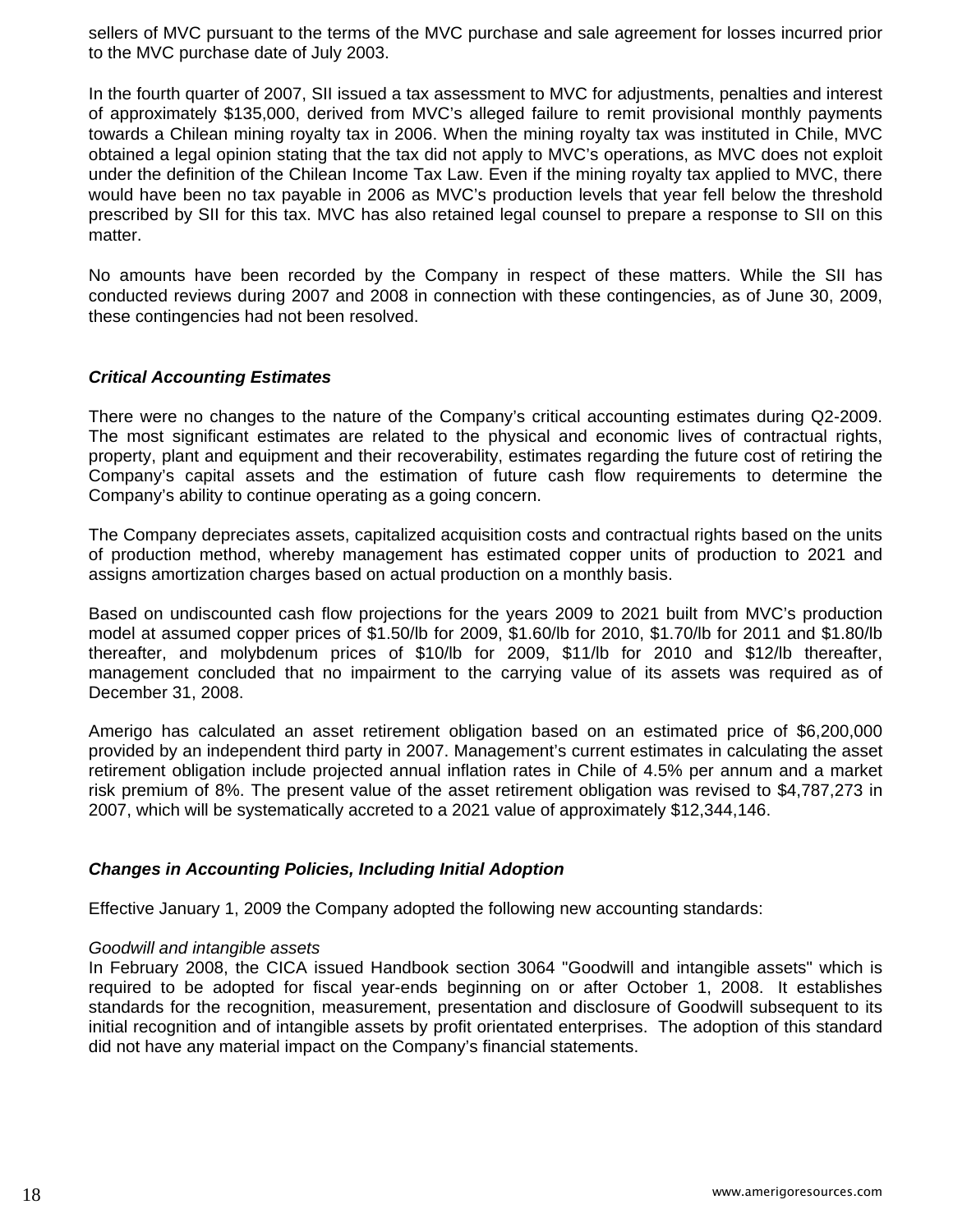sellers of MVC pursuant to the terms of the MVC purchase and sale agreement for losses incurred prior to the MVC purchase date of July 2003.

In the fourth quarter of 2007, SII issued a tax assessment to MVC for adjustments, penalties and interest of approximately $135,000, derived from MVC's alleged failure to remit provisional monthly payments towards a Chilean mining royalty tax in 2006. When the mining royalty tax was instituted in Chile, MVC obtained a legal opinion stating that the tax did not apply to MVC's operations, as MVC does not exploit under the definition of the Chilean Income Tax Law. Even if the mining royalty tax applied to MVC, there would have been no tax payable in 2006 as MVC's production levels that year fell below the threshold prescribed by SII for this tax. MVC has also retained legal counsel to prepare a response to SII on this matter.

No amounts have been recorded by the Company in respect of these matters. While the SII has conducted reviews during 2007 and 2008 in connection with these contingencies, as of June 30, 2009, these contingencies had not been resolved.

### *Critical Accounting Estimates*

There were no changes to the nature of the Company's critical accounting estimates during Q2-2009. The most significant estimates are related to the physical and economic lives of contractual rights, property, plant and equipment and their recoverability, estimates regarding the future cost of retiring the Company's capital assets and the estimation of future cash flow requirements to determine the Company's ability to continue operating as a going concern.

The Company depreciates assets, capitalized acquisition costs and contractual rights based on the units of production method, whereby management has estimated copper units of production to 2021 and assigns amortization charges based on actual production on a monthly basis.

Based on undiscounted cash flow projections for the years 2009 to 2021 built from MVC's production model at assumed copper prices of $1.50/lb for 2009, $1.60/lb for 2010, $1.70/lb for 2011 and $1.80/lb thereafter, and molybdenum prices of $10/lb for 2009, $11/lb for 2010 and $12/lb thereafter, management concluded that no impairment to the carrying value of its assets was required as of December 31, 2008.

Amerigo has calculated an asset retirement obligation based on an estimated price of $6,200,000 provided by an independent third party in 2007. Management's current estimates in calculating the asset retirement obligation include projected annual inflation rates in Chile of 4.5% per annum and a market risk premium of 8%. The present value of the asset retirement obligation was revised to $4,787,273 in 2007, which will be systematically accreted to a 2021 value of approximately $12,344,146.

### *Changes in Accounting Policies, Including Initial Adoption*

Effective January 1, 2009 the Company adopted the following new accounting standards:

*Goodwill and intangible assets*
In February 2008, the CICA issued Handbook section 3064 "Goodwill and intangible assets" which is required to be adopted for fiscal year-ends beginning on or after October 1, 2008. It establishes standards for the recognition, measurement, presentation and disclosure of Goodwill subsequent to its initial recognition and of intangible assets by profit orientated enterprises. The adoption of this standard did not have any material impact on the Company's financial statements.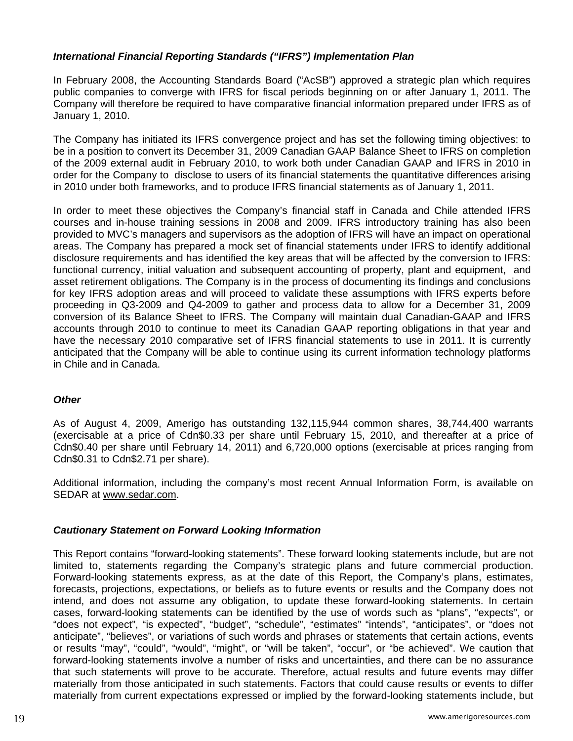### *International Financial Reporting Standards ("IFRS") Implementation Plan*

In February 2008, the Accounting Standards Board ("AcSB") approved a strategic plan which requires public companies to converge with IFRS for fiscal periods beginning on or after January 1, 2011. The Company will therefore be required to have comparative financial information prepared under IFRS as of January 1, 2010.

The Company has initiated its IFRS convergence project and has set the following timing objectives: to be in a position to convert its December 31, 2009 Canadian GAAP Balance Sheet to IFRS on completion of the 2009 external audit in February 2010, to work both under Canadian GAAP and IFRS in 2010 in order for the Company to disclose to users of its financial statements the quantitative differences arising in 2010 under both frameworks, and to produce IFRS financial statements as of January 1, 2011.

In order to meet these objectives the Company's financial staff in Canada and Chile attended IFRS courses and in-house training sessions in 2008 and 2009. IFRS introductory training has also been provided to MVC's managers and supervisors as the adoption of IFRS will have an impact on operational areas. The Company has prepared a mock set of financial statements under IFRS to identify additional disclosure requirements and has identified the key areas that will be affected by the conversion to IFRS: functional currency, initial valuation and subsequent accounting of property, plant and equipment, and asset retirement obligations. The Company is in the process of documenting its findings and conclusions for key IFRS adoption areas and will proceed to validate these assumptions with IFRS experts before proceeding in Q3-2009 and Q4-2009 to gather and process data to allow for a December 31, 2009 conversion of its Balance Sheet to IFRS. The Company will maintain dual Canadian-GAAP and IFRS accounts through 2010 to continue to meet its Canadian GAAP reporting obligations in that year and have the necessary 2010 comparative set of IFRS financial statements to use in 2011. It is currently anticipated that the Company will be able to continue using its current information technology platforms in Chile and in Canada.

### *Other*

As of August 4, 2009, Amerigo has outstanding 132,115,944 common shares, 38,744,400 warrants (exercisable at a price of Cdn$0.33 per share until February 15, 2010, and thereafter at a price of Cdn$0.40 per share until February 14, 2011) and 6,720,000 options (exercisable at prices ranging from Cdn$0.31 to Cdn$2.71 per share).

Additional information, including the company's most recent Annual Information Form, is available on SEDAR at www.sedar.com.

### *Cautionary Statement on Forward Looking Information*

This Report contains "forward-looking statements". These forward looking statements include, but are not limited to, statements regarding the Company's strategic plans and future commercial production. Forward-looking statements express, as at the date of this Report, the Company's plans, estimates, forecasts, projections, expectations, or beliefs as to future events or results and the Company does not intend, and does not assume any obligation, to update these forward-looking statements. In certain cases, forward-looking statements can be identified by the use of words such as "plans", "expects", or "does not expect", "is expected", "budget", "schedule", "estimates" "intends", "anticipates", or "does not anticipate", "believes", or variations of such words and phrases or statements that certain actions, events or results "may", "could", "would", "might", or "will be taken", "occur", or "be achieved". We caution that forward-looking statements involve a number of risks and uncertainties, and there can be no assurance that such statements will prove to be accurate. Therefore, actual results and future events may differ materially from those anticipated in such statements. Factors that could cause results or events to differ materially from current expectations expressed or implied by the forward-looking statements include, but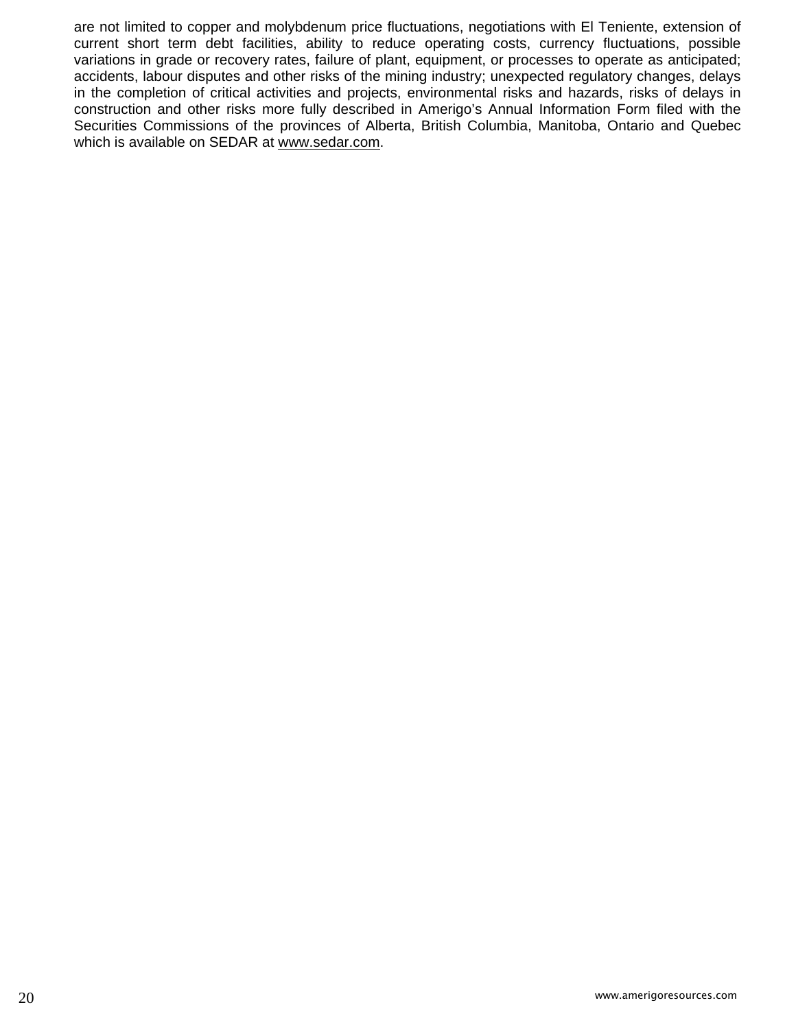are not limited to copper and molybdenum price fluctuations, negotiations with El Teniente, extension of current short term debt facilities, ability to reduce operating costs, currency fluctuations, possible variations in grade or recovery rates, failure of plant, equipment, or processes to operate as anticipated; accidents, labour disputes and other risks of the mining industry; unexpected regulatory changes, delays in the completion of critical activities and projects, environmental risks and hazards, risks of delays in construction and other risks more fully described in Amerigo's Annual Information Form filed with the Securities Commissions of the provinces of Alberta, British Columbia, Manitoba, Ontario and Quebec which is available on SEDAR at www.sedar.com.